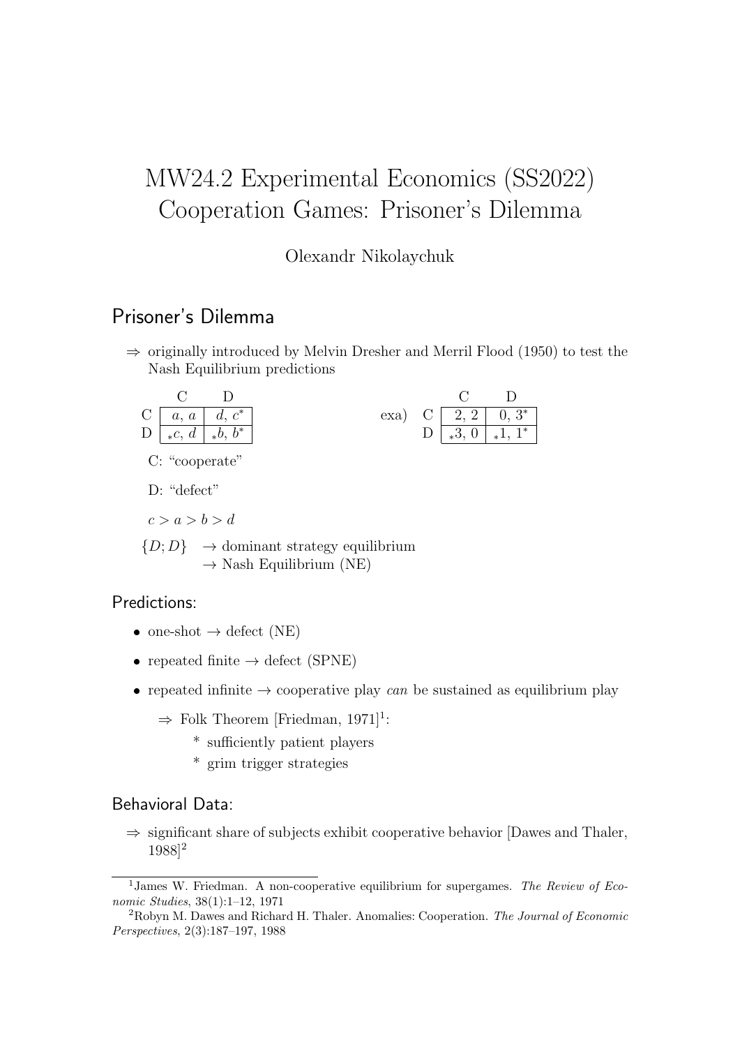# MW24.2 Experimental Economics (SS2022)
# Cooperation Games: Prisoner's Dilemma

Olexandr Nikolaychuk

## Prisoner's Dilemma

⇒ originally introduced by Melvin Dresher and Merril Flood (1950) to test the Nash Equilibrium predictions

| | C | D |
|---|---|---|
| C | $a,\ a$ | $d,\ c^*$ |
| D | $_*c,\ d$ | $_*b,\ b^*$ |

exa)

| | C | D |
|---|---|---|
| C | 2, 2 | $0,\ 3^*$ |
| D | $_*3,\ 0$ | $_*1,\ 1^*$ |

C: "cooperate"

D: "defect"

$c > a > b > d$

$\{D; D\}$ → dominant strategy equilibrium
→ Nash Equilibrium (NE)

### Predictions:

- one-shot → defect (NE)
- repeated finite → defect (SPNE)
- repeated infinite → cooperative play *can* be sustained as equilibrium play
  - ⇒ Folk Theorem [Friedman, 1971][1]:
    - sufficiently patient players
    - grim trigger strategies

### Behavioral Data:

⇒ significant share of subjects exhibit cooperative behavior [Dawes and Thaler, 1988][2]

[1] James W. Friedman. A non-cooperative equilibrium for supergames. *The Review of Economic Studies*, 38(1):1–12, 1971

[2] Robyn M. Dawes and Richard H. Thaler. Anomalies: Cooperation. *The Journal of Economic Perspectives*, 2(3):187–197, 1988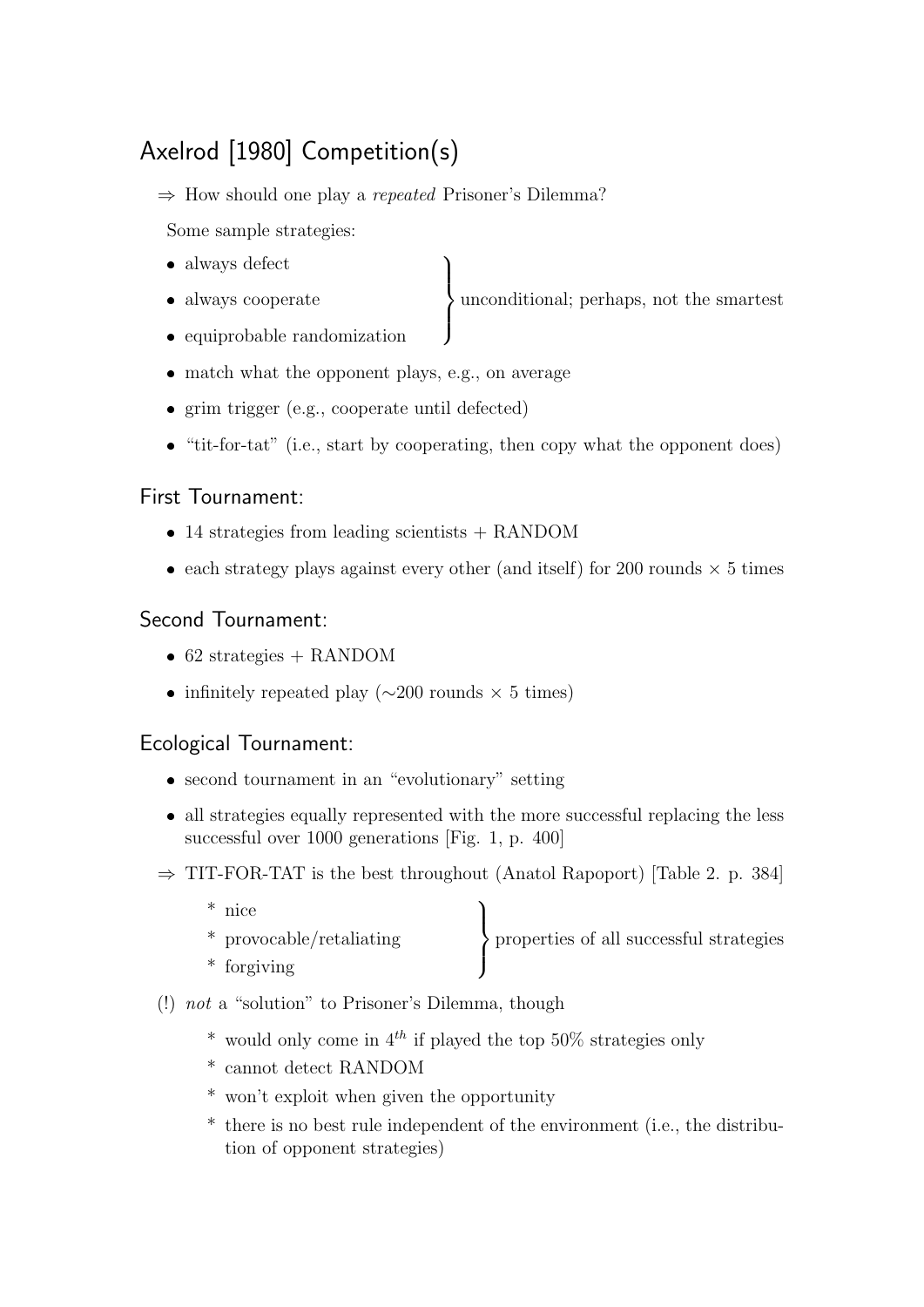## Axelrod [1980] Competition(s)

⇒ How should one play a *repeated* Prisoner's Dilemma?

Some sample strategies:

- always defect
- always cooperate
- equiprobable randomization

} unconditional; perhaps, not the smartest

- match what the opponent plays, e.g., on average
- grim trigger (e.g., cooperate until defected)
- "tit-for-tat" (i.e., start by cooperating, then copy what the opponent does)

### First Tournament:

- 14 strategies from leading scientists + RANDOM
- each strategy plays against every other (and itself) for 200 rounds × 5 times

### Second Tournament:

- 62 strategies + RANDOM
- infinitely repeated play (∼200 rounds × 5 times)

### Ecological Tournament:

- second tournament in an "evolutionary" setting
- all strategies equally represented with the more successful replacing the less successful over 1000 generations [Fig. 1, p. 400]

⇒ TIT-FOR-TAT is the best throughout (Anatol Rapoport) [Table 2. p. 384]

* nice
* provocable/retaliating
* forgiving

} properties of all successful strategies

(!) *not* a "solution" to Prisoner's Dilemma, though

* would only come in $4^{th}$ if played the top 50% strategies only
* cannot detect RANDOM
* won't exploit when given the opportunity
* there is no best rule independent of the environment (i.e., the distribution of opponent strategies)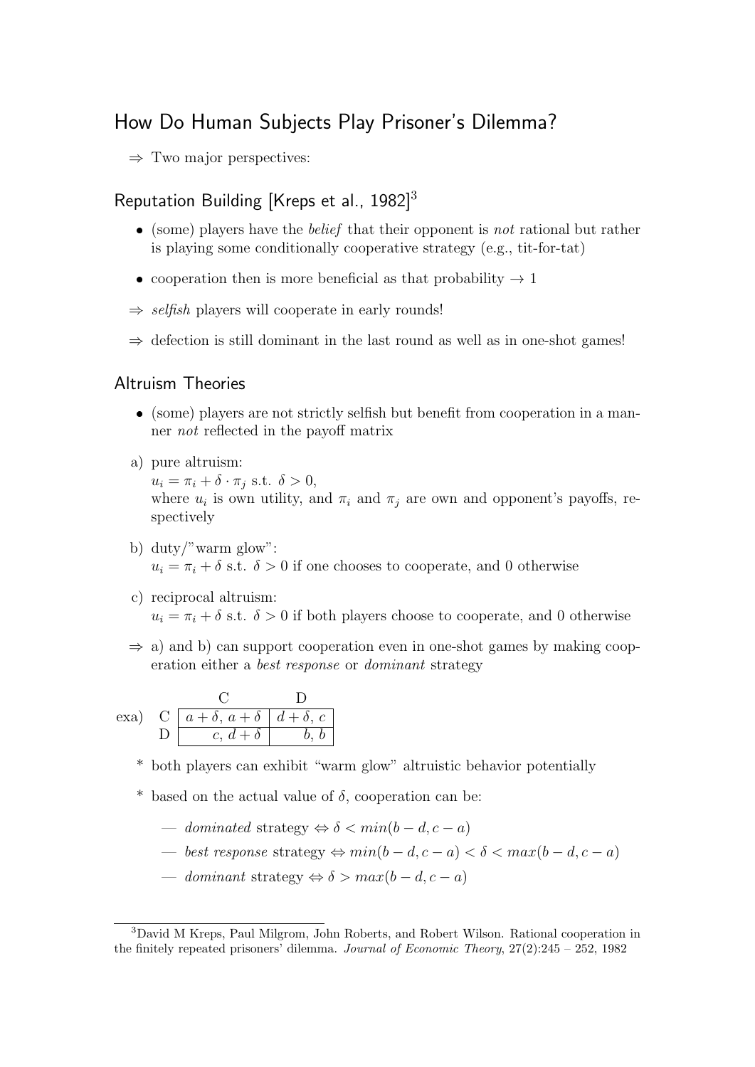## How Do Human Subjects Play Prisoner's Dilemma?

⇒ Two major perspectives:

### Reputation Building [Kreps et al., 1982][3]

- (some) players have the *belief* that their opponent is *not* rational but rather is playing some conditionally cooperative strategy (e.g., tit-for-tat)
- cooperation then is more beneficial as that probability $\to 1$

⇒ *selfish* players will cooperate in early rounds!

⇒ defection is still dominant in the last round as well as in one-shot games!

### Altruism Theories

- (some) players are not strictly selfish but benefit from cooperation in a manner *not* reflected in the payoff matrix

a) pure altruism:
$u_i = \pi_i + \delta \cdot \pi_j$ s.t. $\delta > 0$,
where $u_i$ is own utility, and $\pi_i$ and $\pi_j$ are own and opponent's payoffs, respectively

b) duty/"warm glow":
$u_i = \pi_i + \delta$ s.t. $\delta > 0$ if one chooses to cooperate, and 0 otherwise

c) reciprocal altruism:
$u_i = \pi_i + \delta$ s.t. $\delta > 0$ if both players choose to cooperate, and 0 otherwise

⇒ a) and b) can support cooperation even in one-shot games by making cooperation either a *best response* or *dominant* strategy

exa)

| | C | D |
|---|---|---|
| C | $a+\delta,\ a+\delta$ | $d+\delta,\ c$ |
| D | $c,\ d+\delta$ | $b,\ b$ |

\* both players can exhibit "warm glow" altruistic behavior potentially

\* based on the actual value of $\delta$, cooperation can be:

— *dominated* strategy $\Leftrightarrow \delta < min(b-d, c-a)$

— *best response* strategy $\Leftrightarrow min(b-d, c-a) < \delta < max(b-d, c-a)$

— *dominant* strategy $\Leftrightarrow \delta > max(b-d, c-a)$

---

[3] David M Kreps, Paul Milgrom, John Roberts, and Robert Wilson. Rational cooperation in the finitely repeated prisoners' dilemma. *Journal of Economic Theory*, 27(2):245 – 252, 1982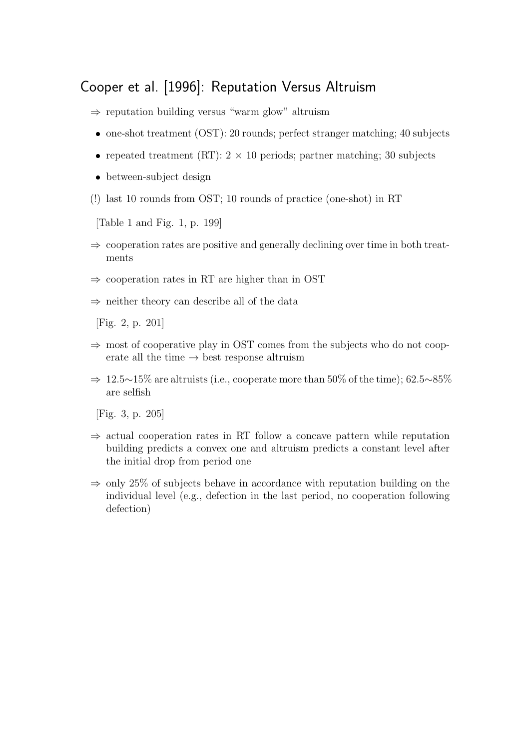## Cooper et al. [1996]: Reputation Versus Altruism

⇒ reputation building versus "warm glow" altruism

- one-shot treatment (OST): 20 rounds; perfect stranger matching; 40 subjects
- repeated treatment (RT): 2 × 10 periods; partner matching; 30 subjects
- between-subject design

(!) last 10 rounds from OST; 10 rounds of practice (one-shot) in RT

[Table 1 and Fig. 1, p. 199]

⇒ cooperation rates are positive and generally declining over time in both treatments

⇒ cooperation rates in RT are higher than in OST

⇒ neither theory can describe all of the data

[Fig. 2, p. 201]

⇒ most of cooperative play in OST comes from the subjects who do not cooperate all the time → best response altruism

⇒ 12.5∼15% are altruists (i.e., cooperate more than 50% of the time); 62.5∼85% are selfish

[Fig. 3, p. 205]

⇒ actual cooperation rates in RT follow a concave pattern while reputation building predicts a convex one and altruism predicts a constant level after the initial drop from period one

⇒ only 25% of subjects behave in accordance with reputation building on the individual level (e.g., defection in the last period, no cooperation following defection)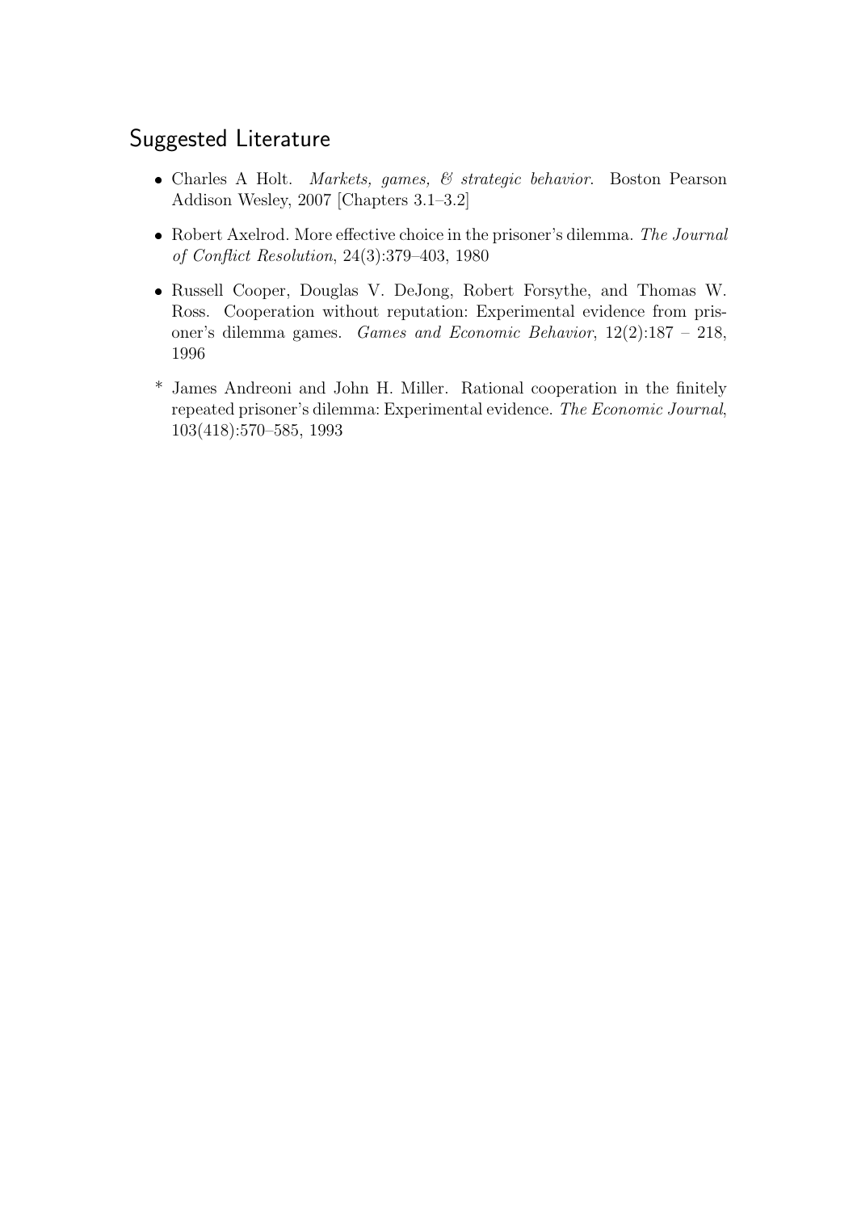## Suggested Literature

- Charles A Holt. *Markets, games, & strategic behavior*. Boston Pearson Addison Wesley, 2007 [Chapters 3.1–3.2]
- Robert Axelrod. More effective choice in the prisoner's dilemma. *The Journal of Conflict Resolution*, 24(3):379–403, 1980
- Russell Cooper, Douglas V. DeJong, Robert Forsythe, and Thomas W. Ross. Cooperation without reputation: Experimental evidence from prisoner's dilemma games. *Games and Economic Behavior*, 12(2):187 – 218, 1996

\* James Andreoni and John H. Miller. Rational cooperation in the finitely repeated prisoner's dilemma: Experimental evidence. *The Economic Journal*, 103(418):570–585, 1993